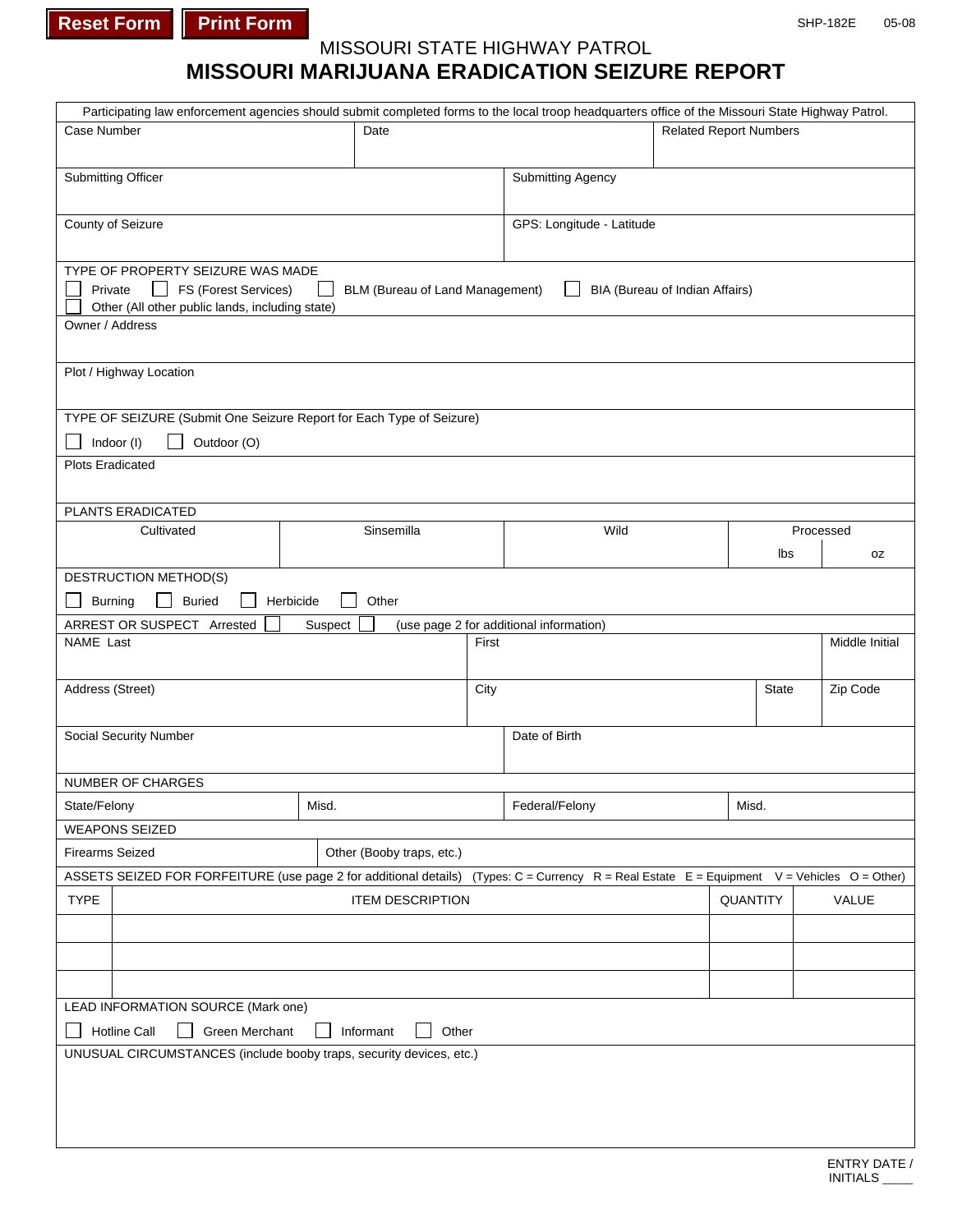Reset Form | Print Form

SHP-182E 05-08

# MISSOURI STATE HIGHWAY PATROL
# MISSOURI MARIJUANA ERADICATION SEIZURE REPORT

Participating law enforcement agencies should submit completed forms to the local troop headquarters office of the Missouri State Highway Patrol.

| Case Number | Date | Related Report Numbers |
|---|---|---|
| | | |

| Submitting Officer | Submitting Agency |
|---|---|
| | |

| County of Seizure | GPS: Longitude - Latitude |
|---|---|
| | |

TYPE OF PROPERTY SEIZURE WAS MADE

☐ Private ☐ FS (Forest Services) ☐ BLM (Bureau of Land Management) ☐ BIA (Bureau of Indian Affairs)
☐ Other (All other public lands, including state)

Owner / Address

Plot / Highway Location

TYPE OF SEIZURE (Submit One Seizure Report for Each Type of Seizure)

☐ Indoor (I) ☐ Outdoor (O)

Plots Eradicated

PLANTS ERADICATED

| Cultivated | Sinsemilla | Wild | Processed | |
|---|---|---|---|---|
| | | | lbs | oz |

DESTRUCTION METHOD(S)

☐ Burning ☐ Buried ☐ Herbicide ☐ Other

ARREST OR SUSPECT Arrested ☐ Suspect ☐ (use page 2 for additional information)

| NAME Last | First | | Middle Initial |
|---|---|---|---|
| Address (Street) | City | State | Zip Code |

| Social Security Number | Date of Birth |
|---|---|
| | |

NUMBER OF CHARGES

| State/Felony | Misd. | Federal/Felony | Misd. |
|---|---|---|---|

WEAPONS SEIZED

| Firearms Seized | Other (Booby traps, etc.) |
|---|---|

ASSETS SEIZED FOR FORFEITURE (use page 2 for additional details) (Types: C = Currency R = Real Estate E = Equipment V = Vehicles O = Other)

| TYPE | ITEM DESCRIPTION | QUANTITY | VALUE |
|---|---|---|---|
| | | | |
| | | | |
| | | | |

LEAD INFORMATION SOURCE (Mark one)

☐ Hotline Call ☐ Green Merchant ☐ Informant ☐ Other

UNUSUAL CIRCUMSTANCES (include booby traps, security devices, etc.)

ENTRY DATE / INITIALS _____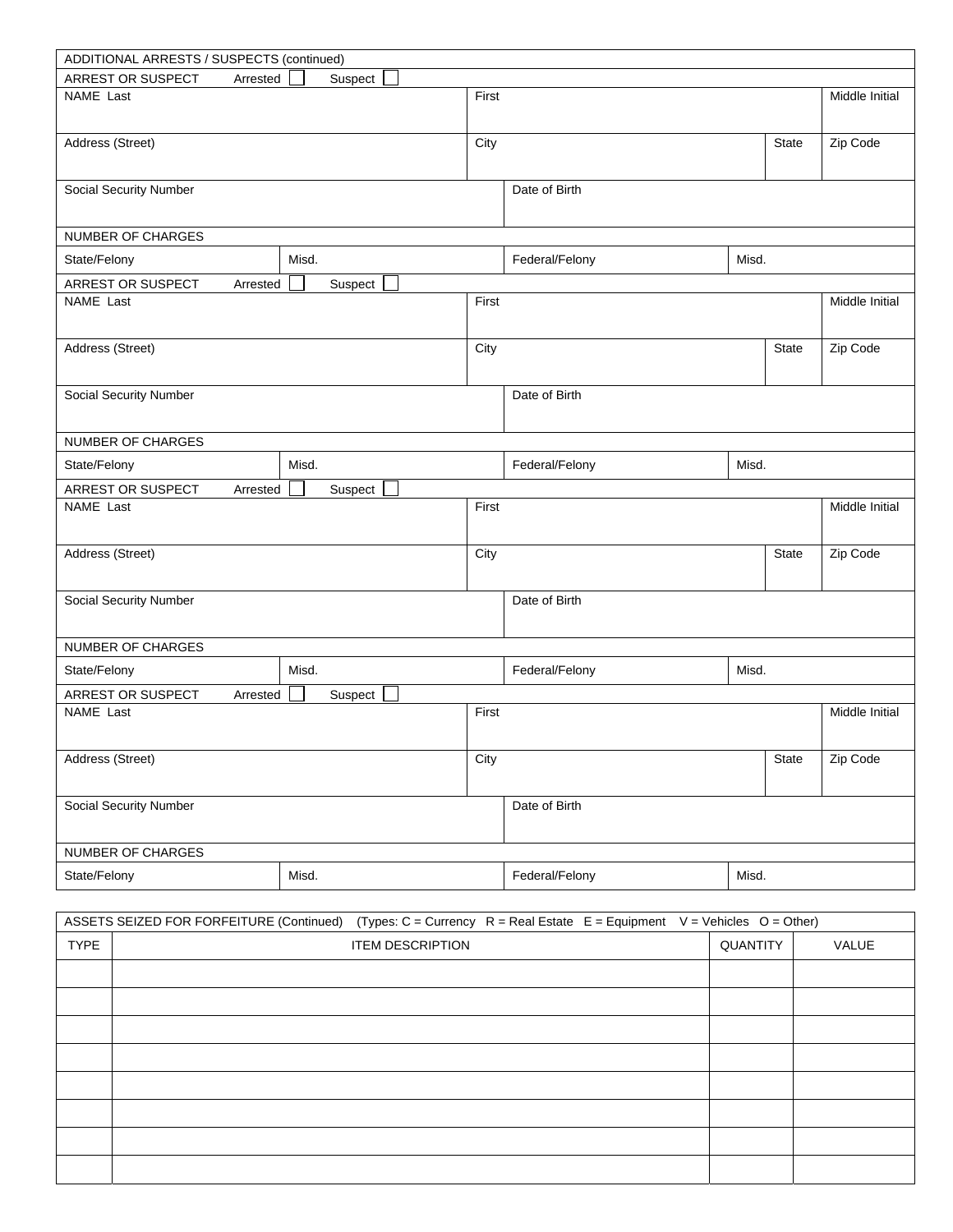ADDITIONAL ARRESTS / SUSPECTS (continued)

ARREST OR SUSPECT Arrested ☐ Suspect ☐

| NAME Last | First | | Middle Initial |
|---|---|---|---|
| Address (Street) | City | State | Zip Code |

| Social Security Number | Date of Birth |
|---|---|

NUMBER OF CHARGES

| State/Felony | Misd. | Federal/Felony | Misd. |
|---|---|---|---|

ARREST OR SUSPECT Arrested ☐ Suspect ☐

| NAME Last | First | | Middle Initial |
|---|---|---|---|
| Address (Street) | City | State | Zip Code |

| Social Security Number | Date of Birth |
|---|---|

NUMBER OF CHARGES

| State/Felony | Misd. | Federal/Felony | Misd. |
|---|---|---|---|

ARREST OR SUSPECT Arrested ☐ Suspect ☐

| NAME Last | First | | Middle Initial |
|---|---|---|---|
| Address (Street) | City | State | Zip Code |

| Social Security Number | Date of Birth |
|---|---|

NUMBER OF CHARGES

| State/Felony | Misd. | Federal/Felony | Misd. |
|---|---|---|---|

ARREST OR SUSPECT Arrested ☐ Suspect ☐

| NAME Last | First | | Middle Initial |
|---|---|---|---|
| Address (Street) | City | State | Zip Code |

| Social Security Number | Date of Birth |
|---|---|

NUMBER OF CHARGES

| State/Felony | Misd. | Federal/Felony | Misd. |
|---|---|---|---|

ASSETS SEIZED FOR FORFEITURE (Continued) (Types: C = Currency R = Real Estate E = Equipment V = Vehicles O = Other)

| TYPE | ITEM DESCRIPTION | QUANTITY | VALUE |
|---|---|---|---|
| | | | |
| | | | |
| | | | |
| | | | |
| | | | |
| | | | |
| | | | |
| | | | |